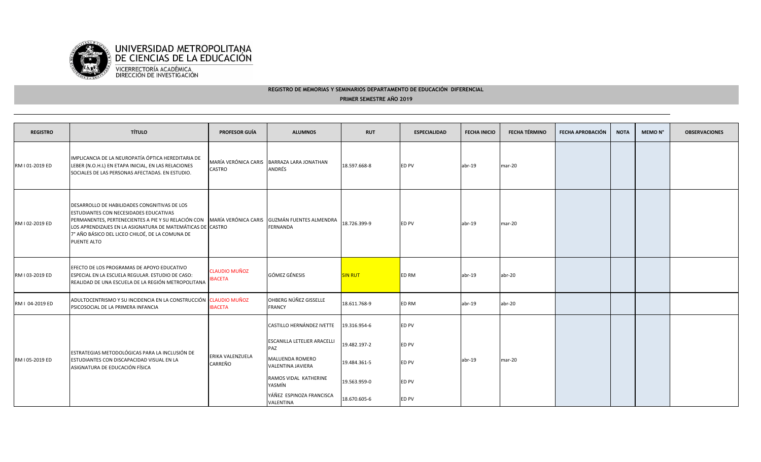UNIVERSIDAD METROPOLITANA DE CIENCIAS DE LA EDUCACIÓN

VICERRECTORÍA ACADÉMICA
DIRECCIÓN DE INVESTIGACIÓN

**REGISTRO DE MEMORIAS Y SEMINARIOS DEPARTAMENTO DE EDUCACIÓN DIFERENCIAL**

**PRIMER SEMESTRE AÑO 2019**

| REGISTRO | TÍTULO | PROFESOR GUÍA | ALUMNOS | RUT | ESPECIALIDAD | FECHA INICIO | FECHA TÉRMINO | FECHA APROBACIÓN | NOTA | MEMO N° | OBSERVACIONES |
|---|---|---|---|---|---|---|---|---|---|---|---|
| RM I 01-2019 ED | IMPLICANCIA DE LA NEUROPATÍA ÓPTICA HEREDITARIA DE LEBER (N.O.H.L) EN ETAPA INICIAL, EN LAS RELACIONES SOCIALES DE LAS PERSONAS AFECTADAS. EN ESTUDIO. | MARÍA VERÓNICA CARIS CASTRO | BARRAZA LARA JONATHAN ANDRÉS | 18.597.668-8 | ED PV | abr-19 | mar-20 | | | | |
| RM I 02-2019 ED | DESARROLLO DE HABILIDADES CONGNITIVAS DE LOS ESTUDIANTES CON NECESIDADES EDUCATIVAS PERMANENTES, PERTENECIENTES A PIE Y SU RELACIÓN CON LOS APRENDIZAJES EN LA ASIGNATURA DE MATEMÁTICAS DE 7° AÑO BÁSICO DEL LICEO CHILOÉ, DE LA COMUNA DE PUENTE ALTO | MARÍA VERÓNICA CARIS CASTRO | GUZMÁN FUENTES ALMENDRA FERNANDA | 18.726.399-9 | ED PV | abr-19 | mar-20 | | | | |
| RM I 03-2019 ED | EFECTO DE LOS PROGRAMAS DE APOYO EDUCATIVO ESPECIAL EN LA ESCUELA REGULAR. ESTUDIO DE CASO: REALIDAD DE UNA ESCUELA DE LA REGIÓN METROPOLITANA | CLAUDIO MUÑOZ IBACETA | GÓMEZ GÉNESIS | SIN RUT | ED RM | abr-19 | abr-20 | | | | |
| RM I 04-2019 ED | ADULTOCENTRISMO Y SU INCIDENCIA EN LA CONSTRUCCIÓN PSICOSOCIAL DE LA PRIMERA INFANCIA | CLAUDIO MUÑOZ IBACETA | OHBERG NÚÑEZ GISSELLE FRANCY | 18.611.768-9 | ED RM | abr-19 | abr-20 | | | | |
| RM I 05-2019 ED | ESTRATEGIAS METODOLÓGICAS PARA LA INCLUSIÓN DE ESTUDIANTES CON DISCAPACIDAD VISUAL EN LA ASIGNATURA DE EDUCACIÓN FÍSICA | ERIKA VALENZUELA CARREÑO | CASTILLO HERNÁNDEZ IVETTE | 19.316.954-6 | ED PV | abr-19 | mar-20 | | | | |
| | | | ESCANILLA LETELIER ARACELLI PAZ | 19.482.197-2 | ED PV | | | | | | |
| | | | MALUENDA ROMERO VALENTINA JAVIERA | 19.484.361-5 | ED PV | | | | | | |
| | | | RAMOS VIDAL KATHERINE YASMÍN | 19.563.959-0 | ED PV | | | | | | |
| | | | YÁÑEZ ESPINOZA FRANCISCA VALENTINA | 18.670.605-6 | ED PV | | | | | | |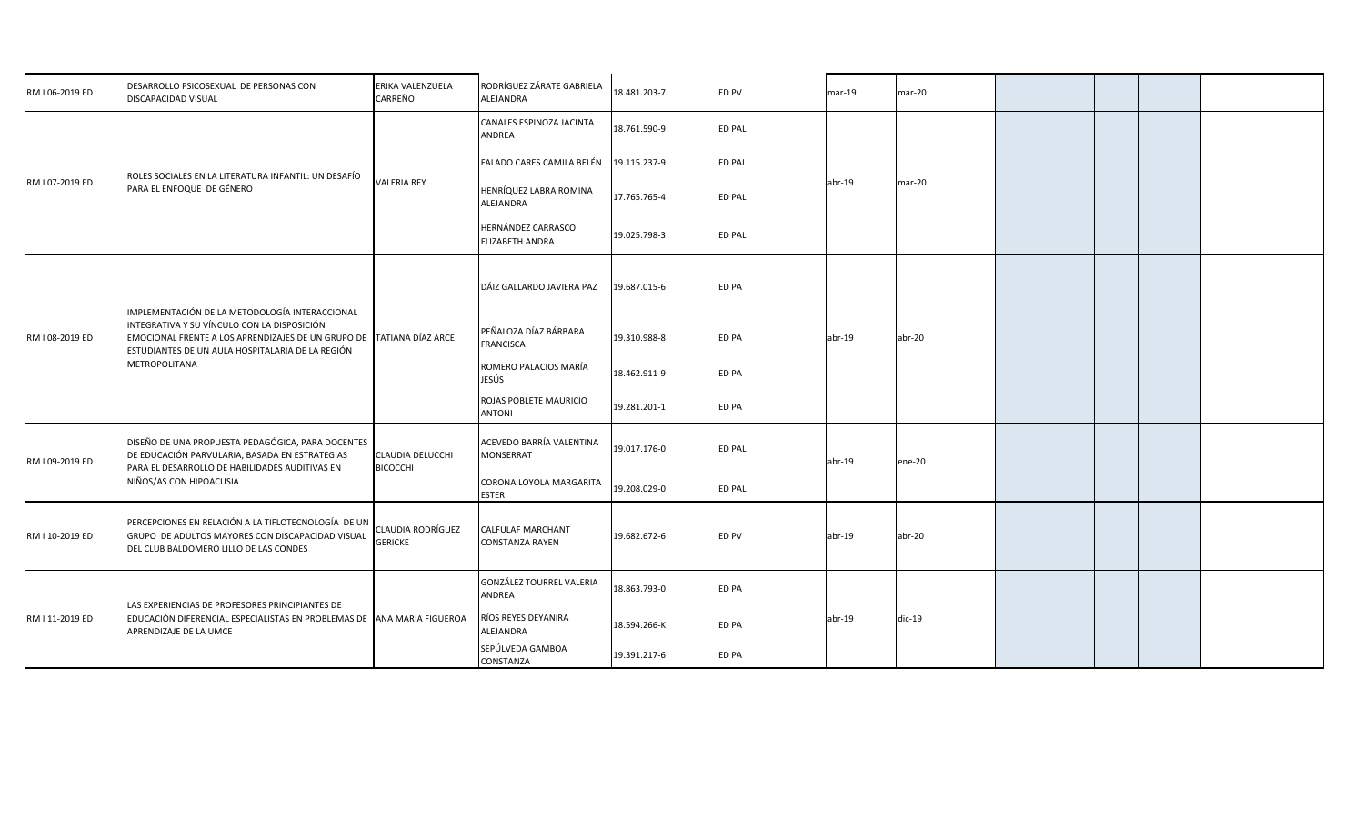| | | | | | | | | | | | |
|---|---|---|---|---|---|---|---|---|---|---|---|
| RM I 06-2019 ED | DESARROLLO PSICOSEXUAL DE PERSONAS CON DISCAPACIDAD VISUAL | ERIKA VALENZUELA CARREÑO | RODRÍGUEZ ZÁRATE GABRIELA ALEJANDRA | 18.481.203-7 | ED PV | mar-19 | mar-20 | | | | |
| RM I 07-2019 ED | ROLES SOCIALES EN LA LITERATURA INFANTIL: UN DESAFÍO PARA EL ENFOQUE DE GÉNERO | VALERIA REY | CANALES ESPINOZA JACINTA ANDREA | 18.761.590-9 | ED PAL | abr-19 | mar-20 | | | | |
| | | | FALADO CARES CAMILA BELÉN | 19.115.237-9 | ED PAL | | | | | | |
| | | | HENRÍQUEZ LABRA ROMINA ALEJANDRA | 17.765.765-4 | ED PAL | | | | | | |
| | | | HERNÁNDEZ CARRASCO ELIZABETH ANDRA | 19.025.798-3 | ED PAL | | | | | | |
| RM I 08-2019 ED | IMPLEMENTACIÓN DE LA METODOLOGÍA INTERACCIONAL INTEGRATIVA Y SU VÍNCULO CON LA DISPOSICIÓN EMOCIONAL FRENTE A LOS APRENDIZAJES DE UN GRUPO DE ESTUDIANTES DE UN AULA HOSPITALARIA DE LA REGIÓN METROPOLITANA | TATIANA DÍAZ ARCE | DÁIZ GALLARDO JAVIERA PAZ | 19.687.015-6 | ED PA | abr-19 | abr-20 | | | | |
| | | | PEÑALOZA DÍAZ BÁRBARA FRANCISCA | 19.310.988-8 | ED PA | | | | | | |
| | | | ROMERO PALACIOS MARÍA JESÚS | 18.462.911-9 | ED PA | | | | | | |
| | | | ROJAS POBLETE MAURICIO ANTONI | 19.281.201-1 | ED PA | | | | | | |
| RM I 09-2019 ED | DISEÑO DE UNA PROPUESTA PEDAGÓGICA, PARA DOCENTES DE EDUCACIÓN PARVULARIA, BASADA EN ESTRATEGIAS PARA EL DESARROLLO DE HABILIDADES AUDITIVAS EN NIÑOS/AS CON HIPOACUSIA | CLAUDIA DELUCCHI BICOCCHI | ACEVEDO BARRÍA VALENTINA MONSERRAT | 19.017.176-0 | ED PAL | abr-19 | ene-20 | | | | |
| | | | CORONA LOYOLA MARGARITA ESTER | 19.208.029-0 | ED PAL | | | | | | |
| RM I 10-2019 ED | PERCEPCIONES EN RELACIÓN A LA TIFLOTECNOLOGÍA DE UN GRUPO DE ADULTOS MAYORES CON DISCAPACIDAD VISUAL DEL CLUB BALDOMERO LILLO DE LAS CONDES | CLAUDIA RODRÍGUEZ GERICKE | CALFULAF MARCHANT CONSTANZA RAYEN | 19.682.672-6 | ED PV | abr-19 | abr-20 | | | | |
| RM I 11-2019 ED | LAS EXPERIENCIAS DE PROFESORES PRINCIPIANTES DE EDUCACIÓN DIFERENCIAL ESPECIALISTAS EN PROBLEMAS DE APRENDIZAJE DE LA UMCE | ANA MARÍA FIGUEROA | GONZÁLEZ TOURREL VALERIA ANDREA | 18.863.793-0 | ED PA | abr-19 | dic-19 | | | | |
| | | | RÍOS REYES DEYANIRA ALEJANDRA | 18.594.266-K | ED PA | | | | | | |
| | | | SEPÚLVEDA GAMBOA CONSTANZA | 19.391.217-6 | ED PA | | | | | | |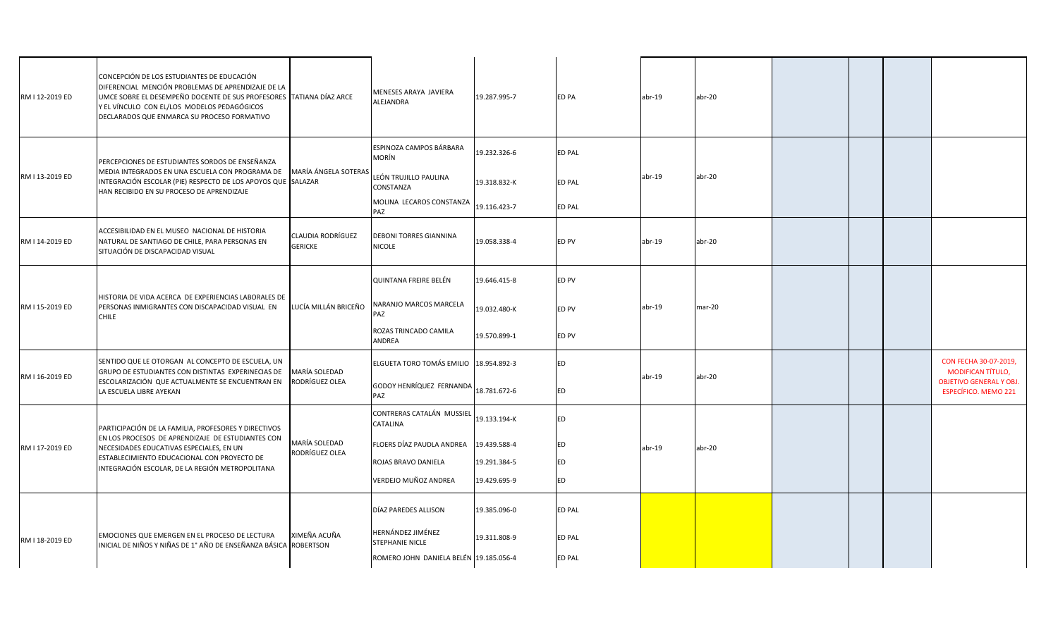| | | | | | | | | | | | |
|---|---|---|---|---|---|---|---|---|---|---|---|
| RM I 12-2019 ED | CONCEPCIÓN DE LOS ESTUDIANTES DE EDUCACIÓN DIFERENCIAL MENCIÓN PROBLEMAS DE APRENDIZAJE DE LA UMCE SOBRE EL DESEMPEÑO DOCENTE DE SUS PROFESORES Y EL VÍNCULO CON EL/LOS MODELOS PEDAGÓGICOS DECLARADOS QUE ENMARCA SU PROCESO FORMATIVO | TATIANA DÍAZ ARCE | MENESES ARAYA JAVIERA ALEJANDRA | 19.287.995-7 | ED PA | abr-19 | abr-20 | | | | |
| RM I 13-2019 ED | PERCEPCIONES DE ESTUDIANTES SORDOS DE ENSEÑANZA MEDIA INTEGRADOS EN UNA ESCUELA CON PROGRAMA DE INTEGRACIÓN ESCOLAR (PIE) RESPECTO DE LOS APOYOS QUE HAN RECIBIDO EN SU PROCESO DE APRENDIZAJE | MARÍA ÁNGELA SOTERAS SALAZAR | ESPINOZA CAMPOS BÁRBARA MORÍN | 19.232.326-6 | ED PAL | abr-19 | abr-20 | | | | |
| | | | LEÓN TRUJILLO PAULINA CONSTANZA | 19.318.832-K | ED PAL | | | | | | |
| | | | MOLINA LECAROS CONSTANZA PAZ | 19.116.423-7 | ED PAL | | | | | | |
| RM I 14-2019 ED | ACCESIBILIDAD EN EL MUSEO NACIONAL DE HISTORIA NATURAL DE SANTIAGO DE CHILE, PARA PERSONAS EN SITUACIÓN DE DISCAPACIDAD VISUAL | CLAUDIA RODRÍGUEZ GERICKE | DEBONI TORRES GIANNINA NICOLE | 19.058.338-4 | ED PV | abr-19 | abr-20 | | | | |
| RM I 15-2019 ED | HISTORIA DE VIDA ACERCA DE EXPERIENCIAS LABORALES DE PERSONAS INMIGRANTES CON DISCAPACIDAD VISUAL EN CHILE | LUCÍA MILLÁN BRICEÑO | QUINTANA FREIRE BELÉN | 19.646.415-8 | ED PV | abr-19 | mar-20 | | | | |
| | | | NARANJO MARCOS MARCELA PAZ | 19.032.480-K | ED PV | | | | | | |
| | | | ROZAS TRINCADO CAMILA ANDREA | 19.570.899-1 | ED PV | | | | | | |
| RM I 16-2019 ED | SENTIDO QUE LE OTORGAN AL CONCEPTO DE ESCUELA, UN GRUPO DE ESTUDIANTES CON DISTINTAS EXPERINECIAS DE ESCOLARIZACIÓN QUE ACTUALMENTE SE ENCUENTRAN EN LA ESCUELA LIBRE AYEKAN | MARÍA SOLEDAD RODRÍGUEZ OLEA | ELGUETA TORO TOMÁS EMILIO | 18.954.892-3 | ED | abr-19 | abr-20 | | | | CON FECHA 30-07-2019, MODIFICAN TÍTULO, OBJETIVO GENERAL Y OBJ. ESPECÍFICO. MEMO 221 |
| | | | GODOY HENRÍQUEZ FERNANDA PAZ | 18.781.672-6 | ED | | | | | | |
| RM I 17-2019 ED | PARTICIPACIÓN DE LA FAMILIA, PROFESORES Y DIRECTIVOS EN LOS PROCESOS DE APRENDIZAJE DE ESTUDIANTES CON NECESIDADES EDUCATIVAS ESPECIALES, EN UN ESTABLECIMIENTO EDUCACIONAL CON PROYECTO DE INTEGRACIÓN ESCOLAR, DE LA REGIÓN METROPOLITANA | MARÍA SOLEDAD RODRÍGUEZ OLEA | CONTRERAS CATALÁN MUSSIEL CATALINA | 19.133.194-K | ED | abr-19 | abr-20 | | | | |
| | | | FLOERS DÍAZ PAUDLA ANDREA | 19.439.588-4 | ED | | | | | | |
| | | | ROJAS BRAVO DANIELA | 19.291.384-5 | ED | | | | | | |
| | | | VERDEJO MUÑOZ ANDREA | 19.429.695-9 | ED | | | | | | |
| RM I 18-2019 ED | EMOCIONES QUE EMERGEN EN EL PROCESO DE LECTURA INICIAL DE NIÑOS Y NIÑAS DE 1° AÑO DE ENSEÑANZA BÁSICA | XIMEÑA ACUÑA ROBERTSON | DÍAZ PAREDES ALLISON | 19.385.096-0 | ED PAL | | | | | | |
| | | | HERNÁNDEZ JIMÉNEZ STEPHANIE NICLE | 19.311.808-9 | ED PAL | | | | | | |
| | | | ROMERO JOHN DANIELA BELÉN | 19.185.056-4 | ED PAL | | | | | | |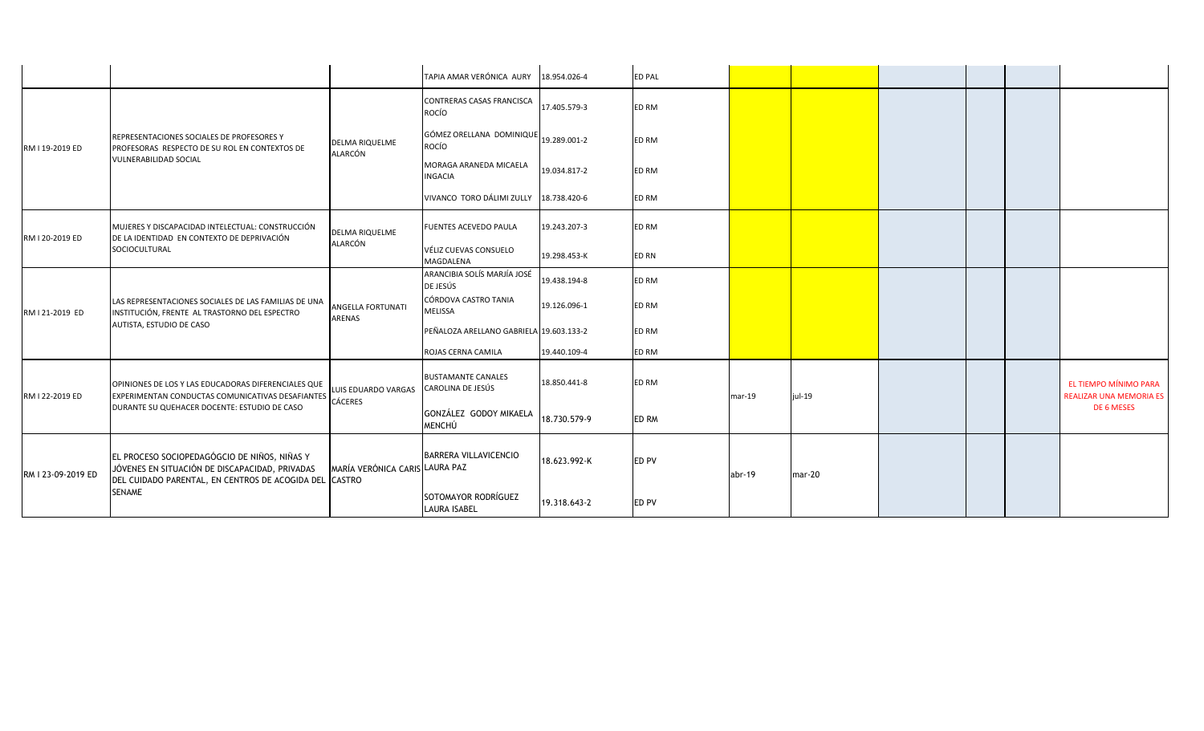| | | | | | | | | | | | |
|---|---|---|---|---|---|---|---|---|---|---|---|
| | | | TAPIA AMAR VERÓNICA AURY | 18.954.026-4 | ED PAL | | | | | | |
| RM I 19-2019 ED | REPRESENTACIONES SOCIALES DE PROFESORES Y PROFESORAS RESPECTO DE SU ROL EN CONTEXTOS DE VULNERABILIDAD SOCIAL | DELMA RIQUELME ALARCÓN | CONTRERAS CASAS FRANCISCA ROCÍO | 17.405.579-3 | ED RM | | | | | | |
| | | | GÓMEZ ORELLANA DOMINIQUE ROCÍO | 19.289.001-2 | ED RM | | | | | | |
| | | | MORAGA ARANEDA MICAELA INGACIA | 19.034.817-2 | ED RM | | | | | | |
| | | | VIVANCO TORO DÁLIMI ZULLY | 18.738.420-6 | ED RM | | | | | | |
| RM I 20-2019 ED | MUJERES Y DISCAPACIDAD INTELECTUAL: CONSTRUCCIÓN DE LA IDENTIDAD EN CONTEXTO DE DEPRIVACIÓN SOCIOCULTURAL | DELMA RIQUELME ALARCÓN | FUENTES ACEVEDO PAULA | 19.243.207-3 | ED RM | | | | | | |
| | | | VÉLIZ CUEVAS CONSUELO MAGDALENA | 19.298.453-K | ED RN | | | | | | |
| RM I 21-2019 ED | LAS REPRESENTACIONES SOCIALES DE LAS FAMILIAS DE UNA INSTITUCIÓN, FRENTE AL TRASTORNO DEL ESPECTRO AUTISTA, ESTUDIO DE CASO | ANGELLA FORTUNATI ARENAS | ARANCIBIA SOLÍS MARJÍA JOSÉ DE JESÚS | 19.438.194-8 | ED RM | | | | | | |
| | | | CÓRDOVA CASTRO TANIA MELISSA | 19.126.096-1 | ED RM | | | | | | |
| | | | PEÑALOZA ARELLANO GABRIELA | 19.603.133-2 | ED RM | | | | | | |
| | | | ROJAS CERNA CAMILA | 19.440.109-4 | ED RM | | | | | | |
| RM I 22-2019 ED | OPINIONES DE LOS Y LAS EDUCADORAS DIFERENCIALES QUE EXPERIMENTAN CONDUCTAS COMUNICATIVAS DESAFIANTES DURANTE SU QUEHACER DOCENTE: ESTUDIO DE CASO | LUIS EDUARDO VARGAS CÁCERES | BUSTAMANTE CANALES CAROLINA DE JESÚS | 18.850.441-8 | ED RM | mar-19 | jul-19 | | | | EL TIEMPO MÍNIMO PARA REALIZAR UNA MEMORIA ES DE 6 MESES |
| | | | GONZÁLEZ GODOY MIKAELA MENCHÚ | 18.730.579-9 | ED RM | | | | | | |
| RM I 23-09-2019 ED | EL PROCESO SOCIOPEDAGÓGCIO DE NIÑOS, NIÑAS Y JÓVENES EN SITUACIÓN DE DISCAPACIDAD, PRIVADAS DEL CUIDADO PARENTAL, EN CENTROS DE ACOGIDA DEL SENAME | MARÍA VERÓNICA CARIS CASTRO | BARRERA VILLAVICENCIO LAURA PAZ | 18.623.992-K | ED PV | abr-19 | mar-20 | | | | |
| | | | SOTOMAYOR RODRÍGUEZ LAURA ISABEL | 19.318.643-2 | ED PV | | | | | | |